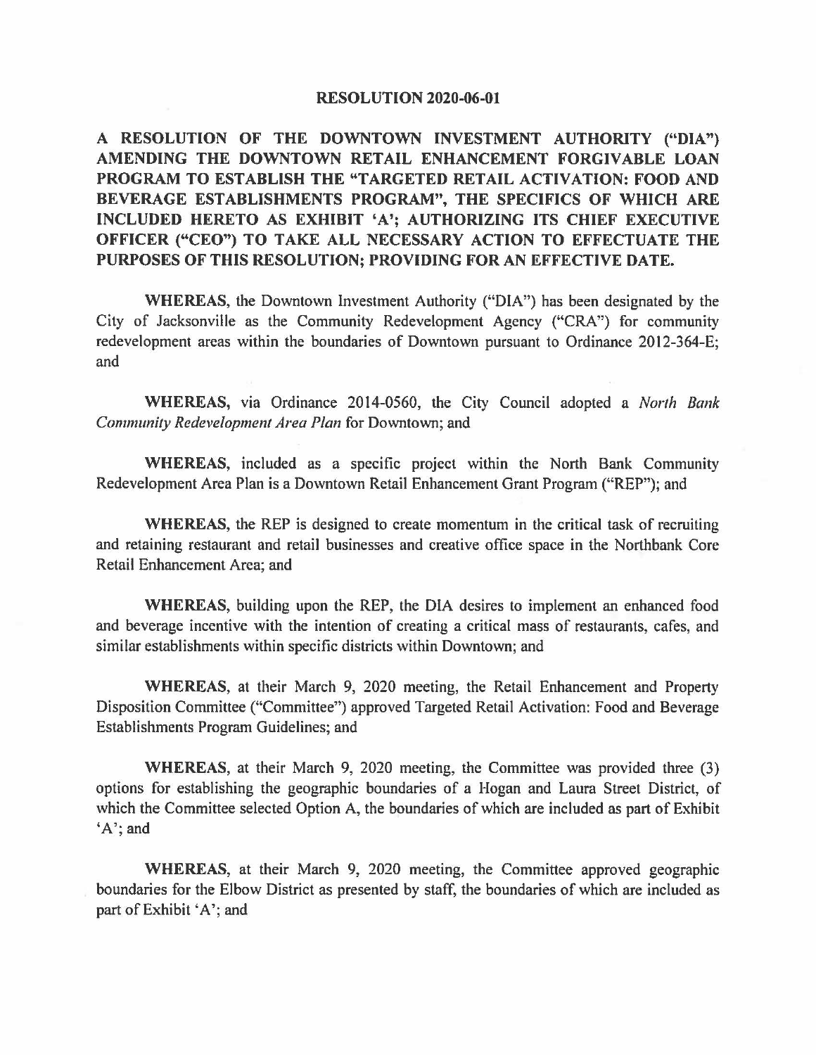# RESOLUTION 2020-06-01

**A RESOLUTION OF THE DOWNTOWN INVESTMENT AUTHORITY ("DIA") AMENDING THE DOWNTOWN RETAIL ENHANCEMENT FORGIVABLE LOAN PROGRAM TO ESTABLISH THE "TARGETED RETAIL ACTIVATION: FOOD AND BEVERAGE ESTABLISHMENTS PROGRAM", THE SPECIFICS OF WHICH ARE INCLUDED HERETO AS EXHIBIT 'A'; AUTHORIZING ITS CHIEF EXECUTIVE OFFICER ("CEO") TO TAKE ALL NECESSARY ACTION TO EFFECTUATE THE PURPOSES OF THIS RESOLUTION; PROVIDING FOR AN EFFECTIVE DATE.**

**WHEREAS,** the Downtown Investment Authority ("DIA") has been designated by the City of Jacksonville as the Community Redevelopment Agency ("CRA") for community redevelopment areas within the boundaries of Downtown pursuant to Ordinance 2012-364-E; and

**WHEREAS,** via Ordinance 2014-0560, the City Council adopted a *North Bank Community Redevelopment Area Plan* for Downtown; and

**WHEREAS,** included as a specific project within the North Bank Community Redevelopment Area Plan is a Downtown Retail Enhancement Grant Program ("REP"); and

**WHEREAS,** the REP is designed to create momentum in the critical task of recruiting and retaining restaurant and retail businesses and creative office space in the Northbank Core Retail Enhancement Area; and

**WHEREAS,** building upon the REP, the DIA desires to implement an enhanced food and beverage incentive with the intention of creating a critical mass of restaurants, cafes, and similar establishments within specific districts within Downtown; and

**WHEREAS,** at their March 9, 2020 meeting, the Retail Enhancement and Property Disposition Committee ("Committee") approved Targeted Retail Activation: Food and Beverage Establishments Program Guidelines; and

**WHEREAS,** at their March 9, 2020 meeting, the Committee was provided three (3) options for establishing the geographic boundaries of a Hogan and Laura Street District, of which the Committee selected Option A, the boundaries of which are included as part of Exhibit 'A'; and

**WHEREAS,** at their March 9, 2020 meeting, the Committee approved geographic boundaries for the Elbow District as presented by staff, the boundaries of which are included as part of Exhibit 'A'; and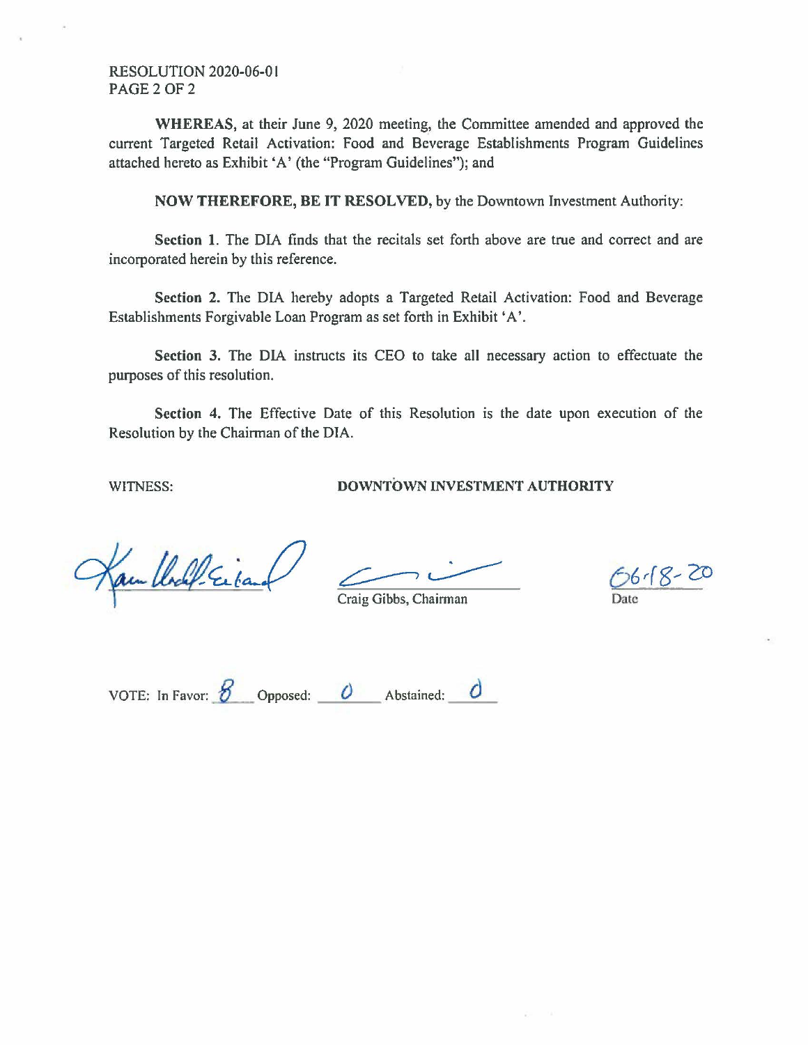RESOLUTION 2020-06-01
PAGE 2 OF 2

**WHEREAS**, at their June 9, 2020 meeting, the Committee amended and approved the current Targeted Retail Activation: Food and Beverage Establishments Program Guidelines attached hereto as Exhibit 'A' (the "Program Guidelines"); and

**NOW THEREFORE, BE IT RESOLVED,** by the Downtown Investment Authority:

**Section 1**. The DIA finds that the recitals set forth above are true and correct and are incorporated herein by this reference.

**Section 2.** The DIA hereby adopts a Targeted Retail Activation: Food and Beverage Establishments Forgivable Loan Program as set forth in Exhibit 'A'.

**Section 3.** The DIA instructs its CEO to take all necessary action to effectuate the purposes of this resolution.

**Section 4.** The Effective Date of this Resolution is the date upon execution of the Resolution by the Chairman of the DIA.

WITNESS: **DOWNTOWN INVESTMENT AUTHORITY**

Craig Gibbs, Chairman

06-18-20
Date

VOTE: In Favor: 8 Opposed: 0 Abstained: 0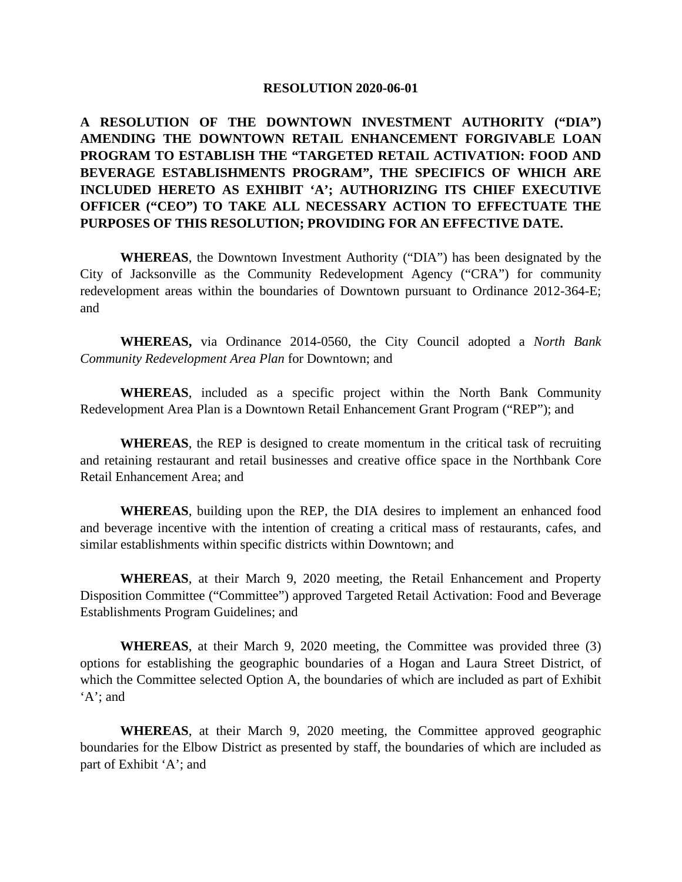# RESOLUTION 2020-06-01

**A RESOLUTION OF THE DOWNTOWN INVESTMENT AUTHORITY ("DIA") AMENDING THE DOWNTOWN RETAIL ENHANCEMENT FORGIVABLE LOAN PROGRAM TO ESTABLISH THE "TARGETED RETAIL ACTIVATION: FOOD AND BEVERAGE ESTABLISHMENTS PROGRAM", THE SPECIFICS OF WHICH ARE INCLUDED HERETO AS EXHIBIT 'A'; AUTHORIZING ITS CHIEF EXECUTIVE OFFICER ("CEO") TO TAKE ALL NECESSARY ACTION TO EFFECTUATE THE PURPOSES OF THIS RESOLUTION; PROVIDING FOR AN EFFECTIVE DATE.**

**WHEREAS**, the Downtown Investment Authority ("DIA") has been designated by the City of Jacksonville as the Community Redevelopment Agency ("CRA") for community redevelopment areas within the boundaries of Downtown pursuant to Ordinance 2012-364-E; and

**WHEREAS,** via Ordinance 2014-0560, the City Council adopted a *North Bank Community Redevelopment Area Plan* for Downtown; and

**WHEREAS**, included as a specific project within the North Bank Community Redevelopment Area Plan is a Downtown Retail Enhancement Grant Program ("REP"); and

**WHEREAS**, the REP is designed to create momentum in the critical task of recruiting and retaining restaurant and retail businesses and creative office space in the Northbank Core Retail Enhancement Area; and

**WHEREAS**, building upon the REP, the DIA desires to implement an enhanced food and beverage incentive with the intention of creating a critical mass of restaurants, cafes, and similar establishments within specific districts within Downtown; and

**WHEREAS**, at their March 9, 2020 meeting, the Retail Enhancement and Property Disposition Committee ("Committee") approved Targeted Retail Activation: Food and Beverage Establishments Program Guidelines; and

**WHEREAS**, at their March 9, 2020 meeting, the Committee was provided three (3) options for establishing the geographic boundaries of a Hogan and Laura Street District, of which the Committee selected Option A, the boundaries of which are included as part of Exhibit 'A'; and

**WHEREAS**, at their March 9, 2020 meeting, the Committee approved geographic boundaries for the Elbow District as presented by staff, the boundaries of which are included as part of Exhibit 'A'; and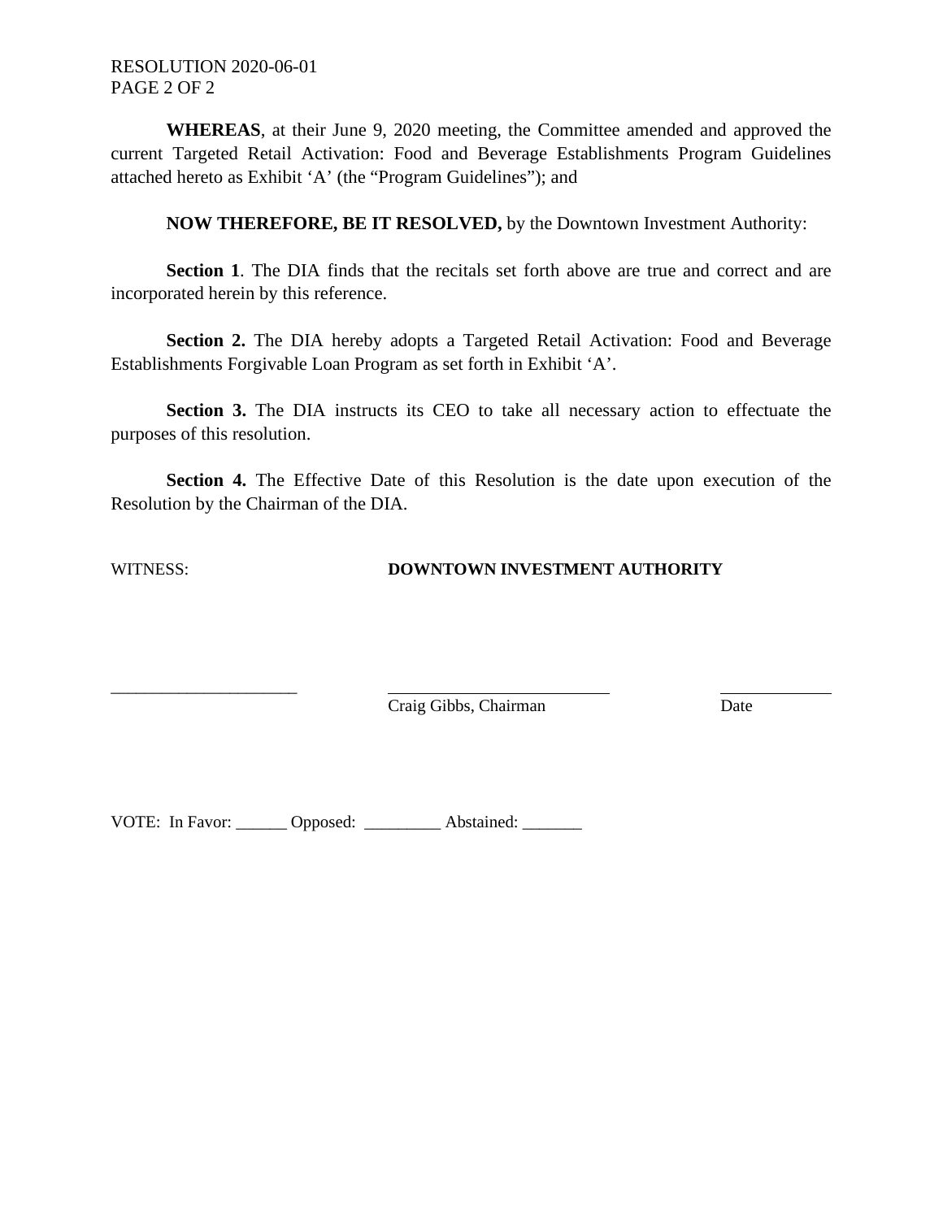**WHEREAS**, at their June 9, 2020 meeting, the Committee amended and approved the current Targeted Retail Activation: Food and Beverage Establishments Program Guidelines attached hereto as Exhibit 'A' (the "Program Guidelines"); and

**NOW THEREFORE, BE IT RESOLVED,** by the Downtown Investment Authority:

**Section 1**. The DIA finds that the recitals set forth above are true and correct and are incorporated herein by this reference.

**Section 2.** The DIA hereby adopts a Targeted Retail Activation: Food and Beverage Establishments Forgivable Loan Program as set forth in Exhibit 'A'.

**Section 3.** The DIA instructs its CEO to take all necessary action to effectuate the purposes of this resolution.

**Section 4.** The Effective Date of this Resolution is the date upon execution of the Resolution by the Chairman of the DIA.

WITNESS: **DOWNTOWN INVESTMENT AUTHORITY**

______________________ ______________________ ____________

Craig Gibbs, Chairman Date

VOTE: In Favor: ______ Opposed: _________ Abstained: _______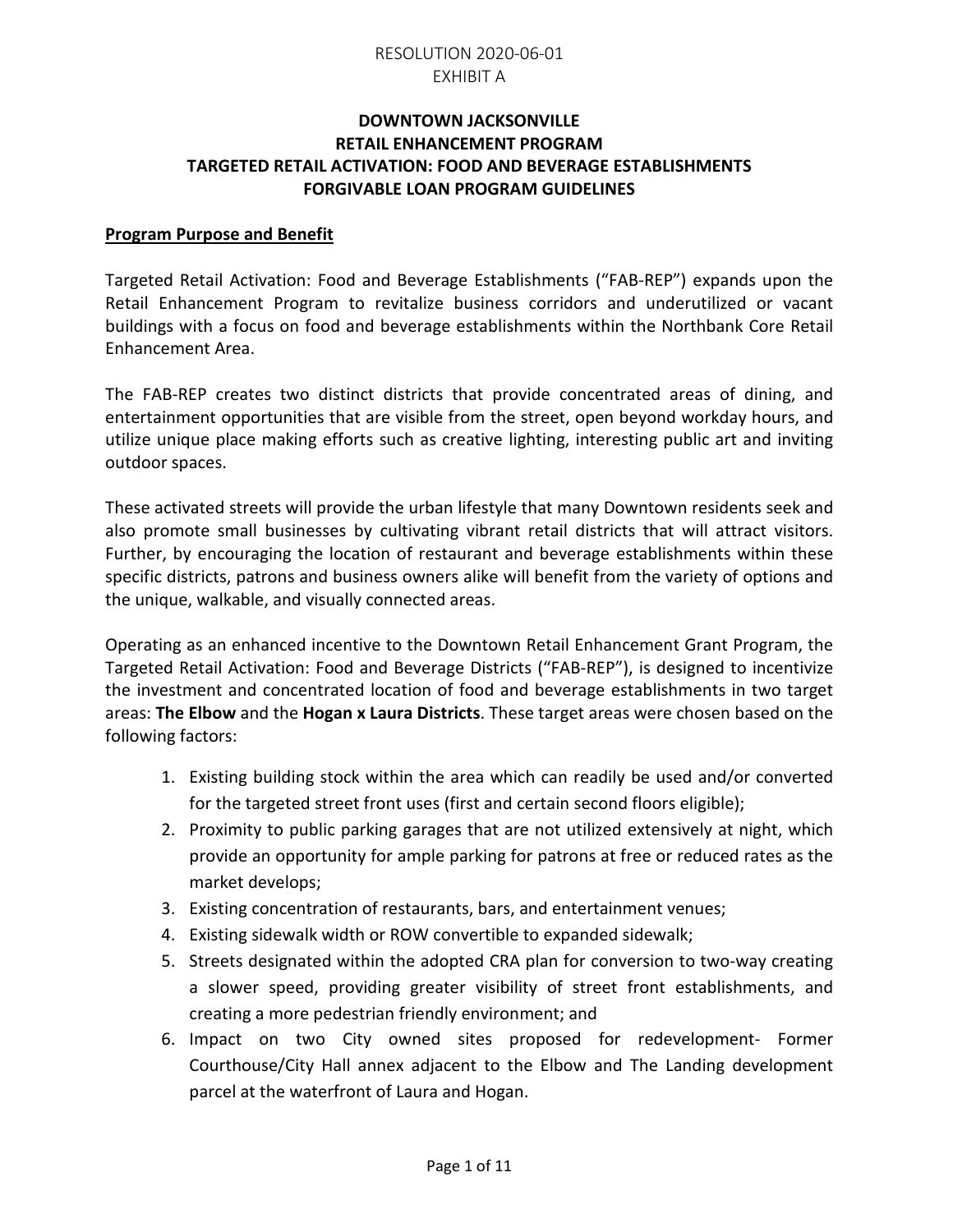RESOLUTION 2020-06-01
EXHIBIT A

# DOWNTOWN JACKSONVILLE RETAIL ENHANCEMENT PROGRAM TARGETED RETAIL ACTIVATION: FOOD AND BEVERAGE ESTABLISHMENTS FORGIVABLE LOAN PROGRAM GUIDELINES

## Program Purpose and Benefit

Targeted Retail Activation: Food and Beverage Establishments ("FAB-REP") expands upon the Retail Enhancement Program to revitalize business corridors and underutilized or vacant buildings with a focus on food and beverage establishments within the Northbank Core Retail Enhancement Area.

The FAB-REP creates two distinct districts that provide concentrated areas of dining, and entertainment opportunities that are visible from the street, open beyond workday hours, and utilize unique place making efforts such as creative lighting, interesting public art and inviting outdoor spaces.

These activated streets will provide the urban lifestyle that many Downtown residents seek and also promote small businesses by cultivating vibrant retail districts that will attract visitors. Further, by encouraging the location of restaurant and beverage establishments within these specific districts, patrons and business owners alike will benefit from the variety of options and the unique, walkable, and visually connected areas.

Operating as an enhanced incentive to the Downtown Retail Enhancement Grant Program, the Targeted Retail Activation: Food and Beverage Districts ("FAB-REP"), is designed to incentivize the investment and concentrated location of food and beverage establishments in two target areas: **The Elbow** and the **Hogan x Laura Districts**. These target areas were chosen based on the following factors:

1. Existing building stock within the area which can readily be used and/or converted for the targeted street front uses (first and certain second floors eligible);
2. Proximity to public parking garages that are not utilized extensively at night, which provide an opportunity for ample parking for patrons at free or reduced rates as the market develops;
3. Existing concentration of restaurants, bars, and entertainment venues;
4. Existing sidewalk width or ROW convertible to expanded sidewalk;
5. Streets designated within the adopted CRA plan for conversion to two-way creating a slower speed, providing greater visibility of street front establishments, and creating a more pedestrian friendly environment; and
6. Impact on two City owned sites proposed for redevelopment- Former Courthouse/City Hall annex adjacent to the Elbow and The Landing development parcel at the waterfront of Laura and Hogan.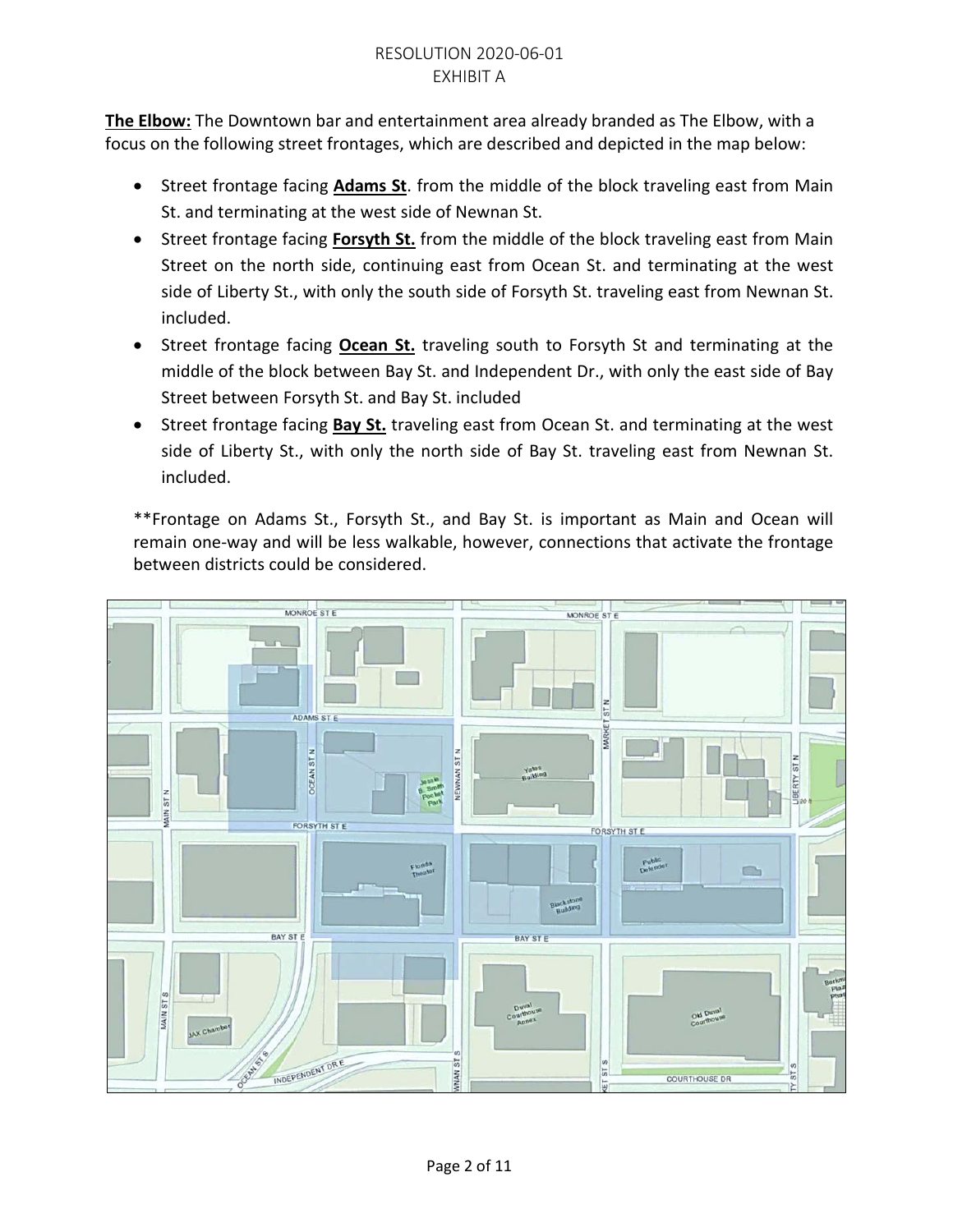RESOLUTION 2020-06-01
EXHIBIT A

**The Elbow:** The Downtown bar and entertainment area already branded as The Elbow, with a focus on the following street frontages, which are described and depicted in the map below:

- Street frontage facing **Adams St**. from the middle of the block traveling east from Main St. and terminating at the west side of Newnan St.
- Street frontage facing **Forsyth St.** from the middle of the block traveling east from Main Street on the north side, continuing east from Ocean St. and terminating at the west side of Liberty St., with only the south side of Forsyth St. traveling east from Newnan St. included.
- Street frontage facing **Ocean St.** traveling south to Forsyth St and terminating at the middle of the block between Bay St. and Independent Dr., with only the east side of Bay Street between Forsyth St. and Bay St. included
- Street frontage facing **Bay St.** traveling east from Ocean St. and terminating at the west side of Liberty St., with only the north side of Bay St. traveling east from Newnan St. included.

**Frontage on Adams St., Forsyth St., and Bay St. is important as Main and Ocean will remain one-way and will be less walkable, however, connections that activate the frontage between districts could be considered.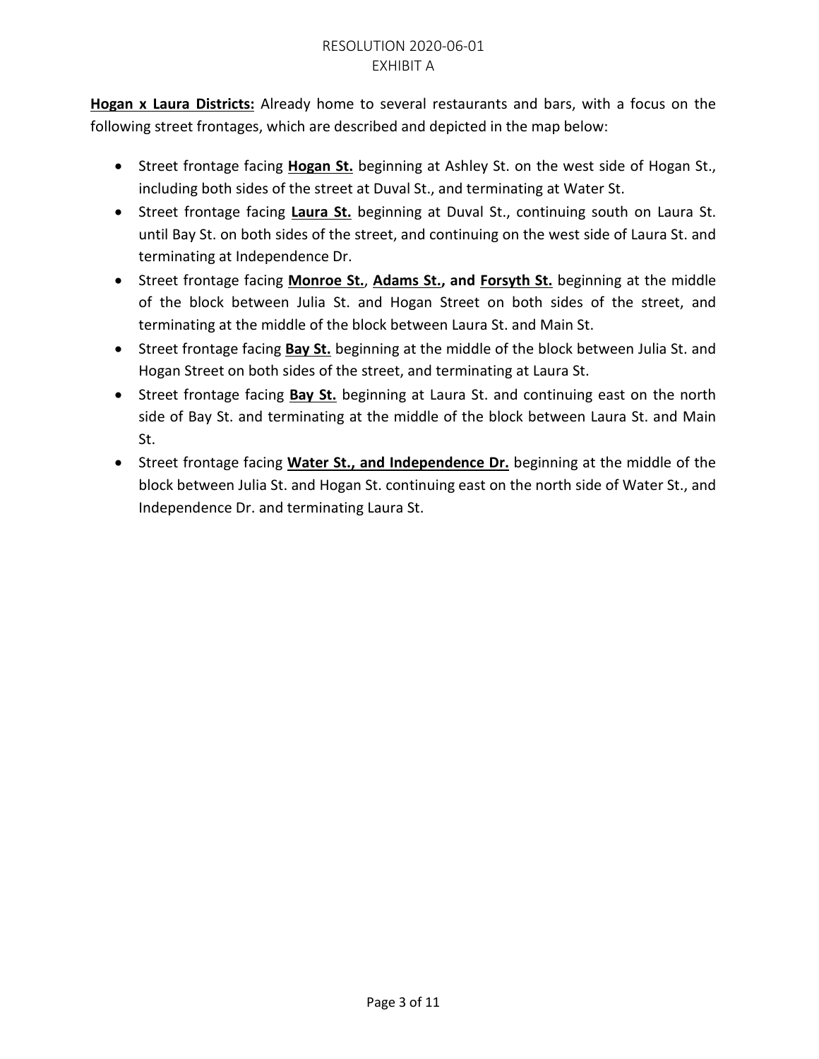RESOLUTION 2020-06-01
EXHIBIT A

**Hogan x Laura Districts:** Already home to several restaurants and bars, with a focus on the following street frontages, which are described and depicted in the map below:

- Street frontage facing **Hogan St.** beginning at Ashley St. on the west side of Hogan St., including both sides of the street at Duval St., and terminating at Water St.
- Street frontage facing **Laura St.** beginning at Duval St., continuing south on Laura St. until Bay St. on both sides of the street, and continuing on the west side of Laura St. and terminating at Independence Dr.
- Street frontage facing **Monroe St.**, **Adams St., and Forsyth St.** beginning at the middle of the block between Julia St. and Hogan Street on both sides of the street, and terminating at the middle of the block between Laura St. and Main St.
- Street frontage facing **Bay St.** beginning at the middle of the block between Julia St. and Hogan Street on both sides of the street, and terminating at Laura St.
- Street frontage facing **Bay St.** beginning at Laura St. and continuing east on the north side of Bay St. and terminating at the middle of the block between Laura St. and Main St.
- Street frontage facing **Water St., and Independence Dr.** beginning at the middle of the block between Julia St. and Hogan St. continuing east on the north side of Water St., and Independence Dr. and terminating Laura St.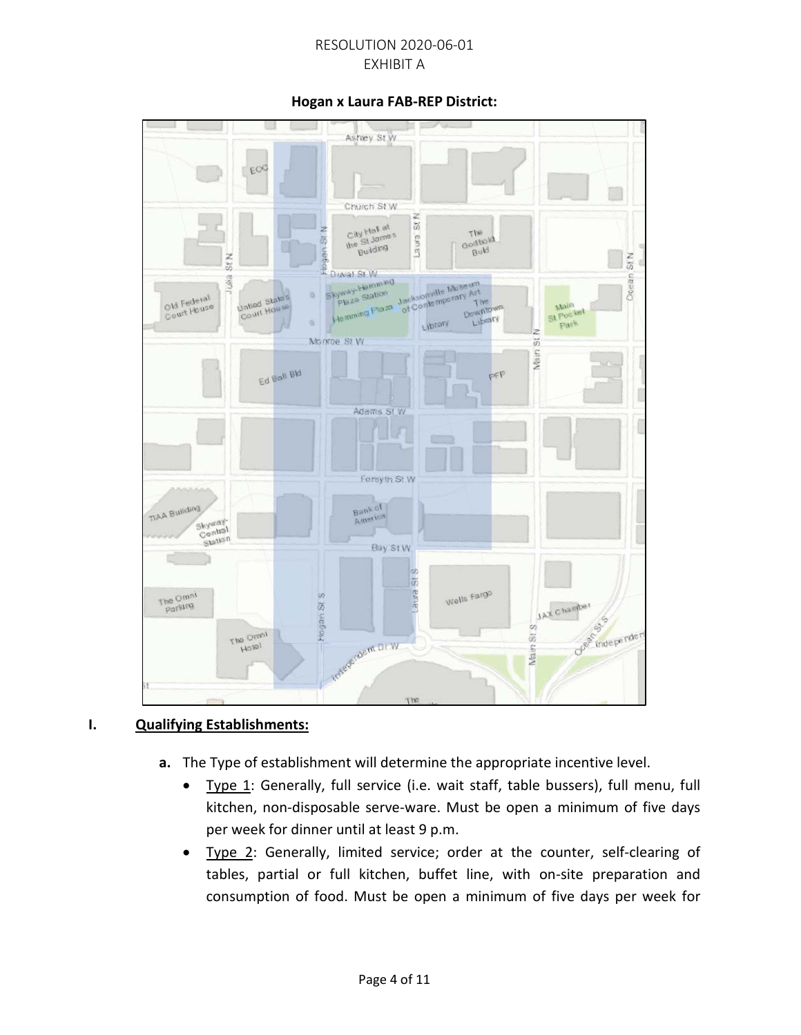RESOLUTION 2020-06-01
EXHIBIT A

**Hogan x Laura FAB-REP District:**

## I. Qualifying Establishments:

**a.** The Type of establishment will determine the appropriate incentive level.

- Type 1: Generally, full service (i.e. wait staff, table bussers), full menu, full kitchen, non-disposable serve-ware. Must be open a minimum of five days per week for dinner until at least 9 p.m.
- Type 2: Generally, limited service; order at the counter, self-clearing of tables, partial or full kitchen, buffet line, with on-site preparation and consumption of food. Must be open a minimum of five days per week for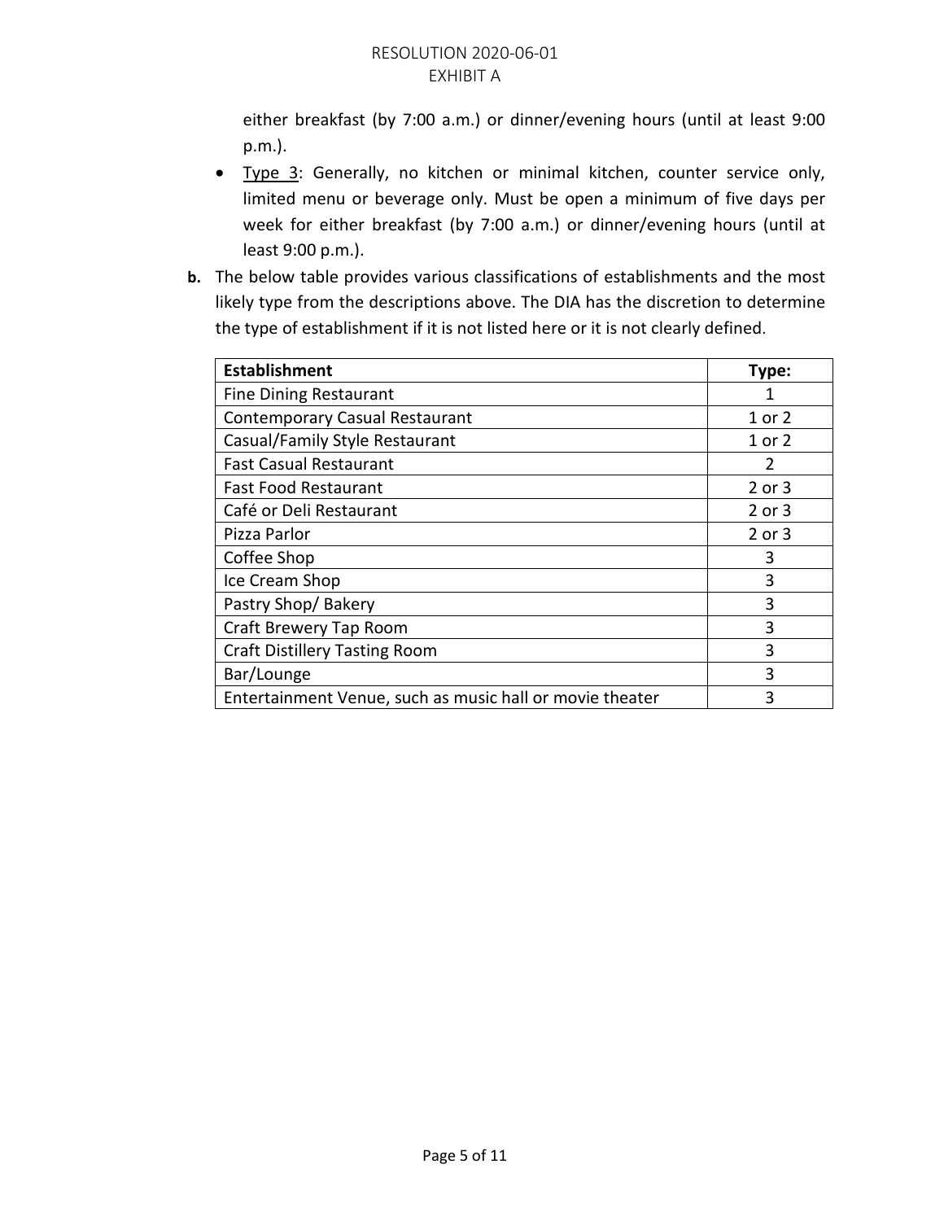either breakfast (by 7:00 a.m.) or dinner/evening hours (until at least 9:00 p.m.).

- Type 3: Generally, no kitchen or minimal kitchen, counter service only, limited menu or beverage only. Must be open a minimum of five days per week for either breakfast (by 7:00 a.m.) or dinner/evening hours (until at least 9:00 p.m.).

**b.** The below table provides various classifications of establishments and the most likely type from the descriptions above. The DIA has the discretion to determine the type of establishment if it is not listed here or it is not clearly defined.

| Establishment | Type: |
|---|---|
| Fine Dining Restaurant | 1 |
| Contemporary Casual Restaurant | 1 or 2 |
| Casual/Family Style Restaurant | 1 or 2 |
| Fast Casual Restaurant | 2 |
| Fast Food Restaurant | 2 or 3 |
| Café or Deli Restaurant | 2 or 3 |
| Pizza Parlor | 2 or 3 |
| Coffee Shop | 3 |
| Ice Cream Shop | 3 |
| Pastry Shop/ Bakery | 3 |
| Craft Brewery Tap Room | 3 |
| Craft Distillery Tasting Room | 3 |
| Bar/Lounge | 3 |
| Entertainment Venue, such as music hall or movie theater | 3 |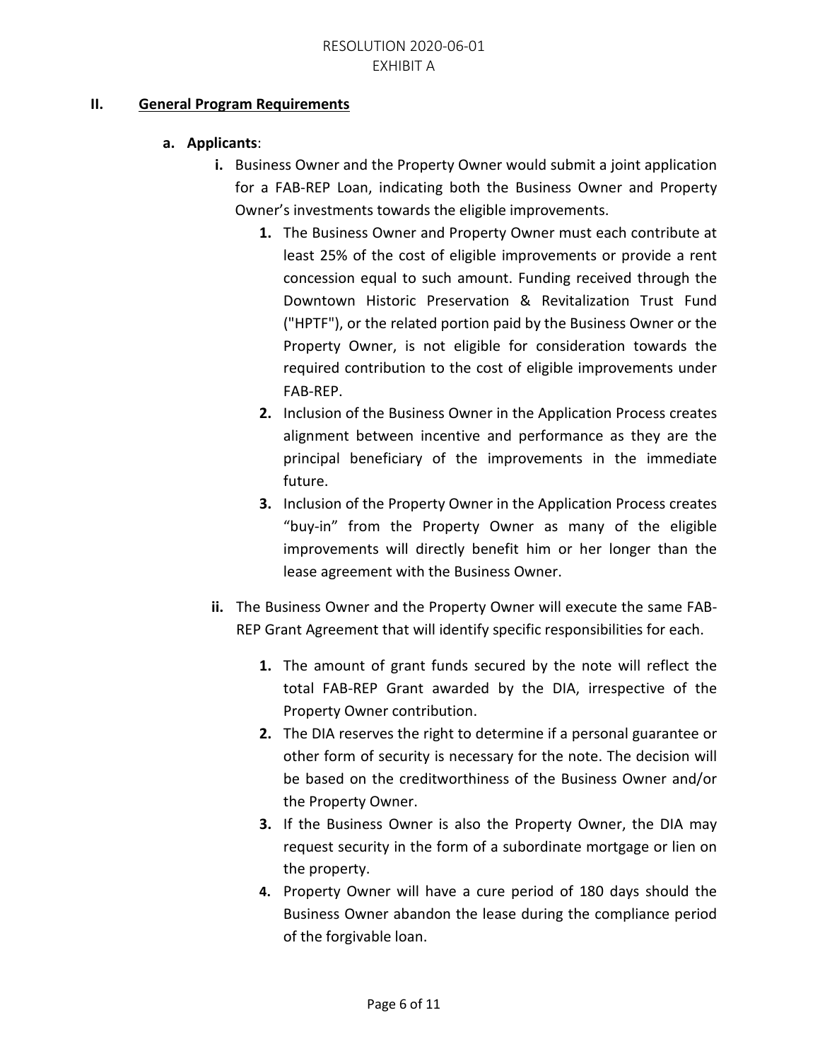## II. General Program Requirements

**a. Applicants**:

**i.** Business Owner and the Property Owner would submit a joint application for a FAB-REP Loan, indicating both the Business Owner and Property Owner's investments towards the eligible improvements.

1. The Business Owner and Property Owner must each contribute at least 25% of the cost of eligible improvements or provide a rent concession equal to such amount. Funding received through the Downtown Historic Preservation & Revitalization Trust Fund ("HPTF"), or the related portion paid by the Business Owner or the Property Owner, is not eligible for consideration towards the required contribution to the cost of eligible improvements under FAB-REP.
2. Inclusion of the Business Owner in the Application Process creates alignment between incentive and performance as they are the principal beneficiary of the improvements in the immediate future.
3. Inclusion of the Property Owner in the Application Process creates "buy-in" from the Property Owner as many of the eligible improvements will directly benefit him or her longer than the lease agreement with the Business Owner.

**ii.** The Business Owner and the Property Owner will execute the same FAB-REP Grant Agreement that will identify specific responsibilities for each.

1. The amount of grant funds secured by the note will reflect the total FAB-REP Grant awarded by the DIA, irrespective of the Property Owner contribution.
2. The DIA reserves the right to determine if a personal guarantee or other form of security is necessary for the note. The decision will be based on the creditworthiness of the Business Owner and/or the Property Owner.
3. If the Business Owner is also the Property Owner, the DIA may request security in the form of a subordinate mortgage or lien on the property.
4. Property Owner will have a cure period of 180 days should the Business Owner abandon the lease during the compliance period of the forgivable loan.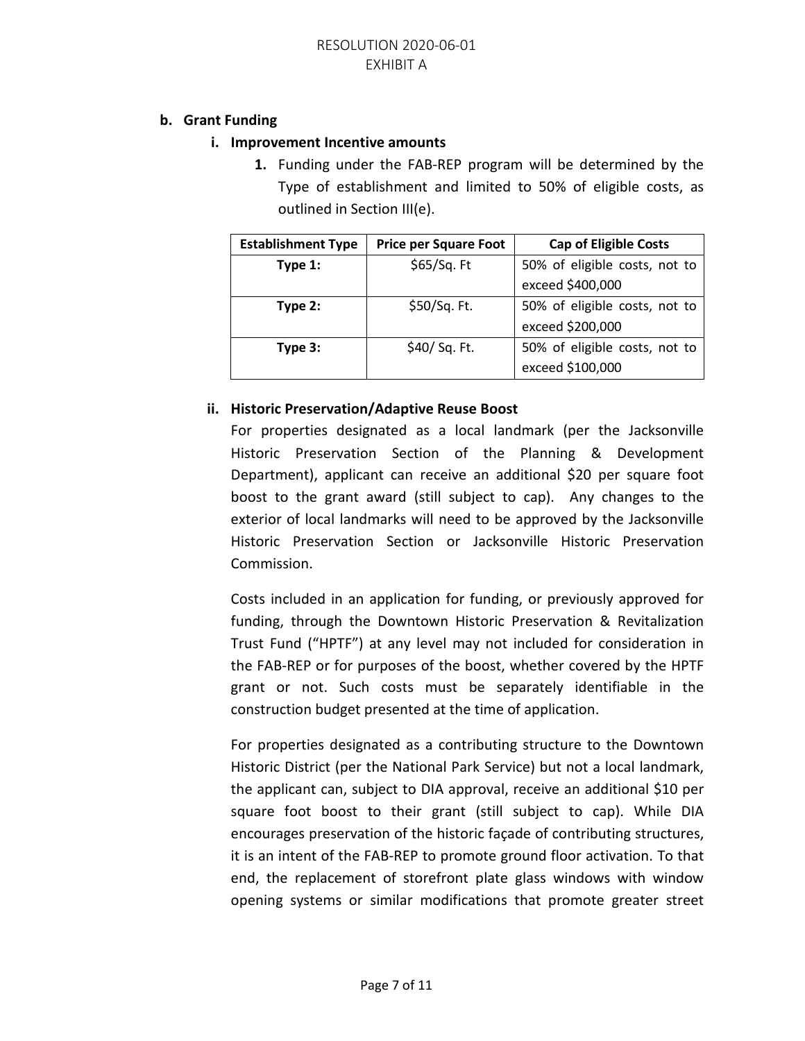**b. Grant Funding**

**i. Improvement Incentive amounts**

**1.** Funding under the FAB-REP program will be determined by the Type of establishment and limited to 50% of eligible costs, as outlined in Section III(e).

| Establishment Type | Price per Square Foot | Cap of Eligible Costs |
|---|---|---|
| **Type 1:** | $65/Sq. Ft | 50% of eligible costs, not to exceed $400,000 |
| **Type 2:** | $50/Sq. Ft. | 50% of eligible costs, not to exceed $200,000 |
| **Type 3:** | $40/ Sq. Ft. | 50% of eligible costs, not to exceed $100,000 |

**ii. Historic Preservation/Adaptive Reuse Boost**

For properties designated as a local landmark (per the Jacksonville Historic Preservation Section of the Planning & Development Department), applicant can receive an additional $20 per square foot boost to the grant award (still subject to cap). Any changes to the exterior of local landmarks will need to be approved by the Jacksonville Historic Preservation Section or Jacksonville Historic Preservation Commission.

Costs included in an application for funding, or previously approved for funding, through the Downtown Historic Preservation & Revitalization Trust Fund ("HPTF") at any level may not included for consideration in the FAB-REP or for purposes of the boost, whether covered by the HPTF grant or not. Such costs must be separately identifiable in the construction budget presented at the time of application.

For properties designated as a contributing structure to the Downtown Historic District (per the National Park Service) but not a local landmark, the applicant can, subject to DIA approval, receive an additional $10 per square foot boost to their grant (still subject to cap). While DIA encourages preservation of the historic façade of contributing structures, it is an intent of the FAB-REP to promote ground floor activation. To that end, the replacement of storefront plate glass windows with window opening systems or similar modifications that promote greater street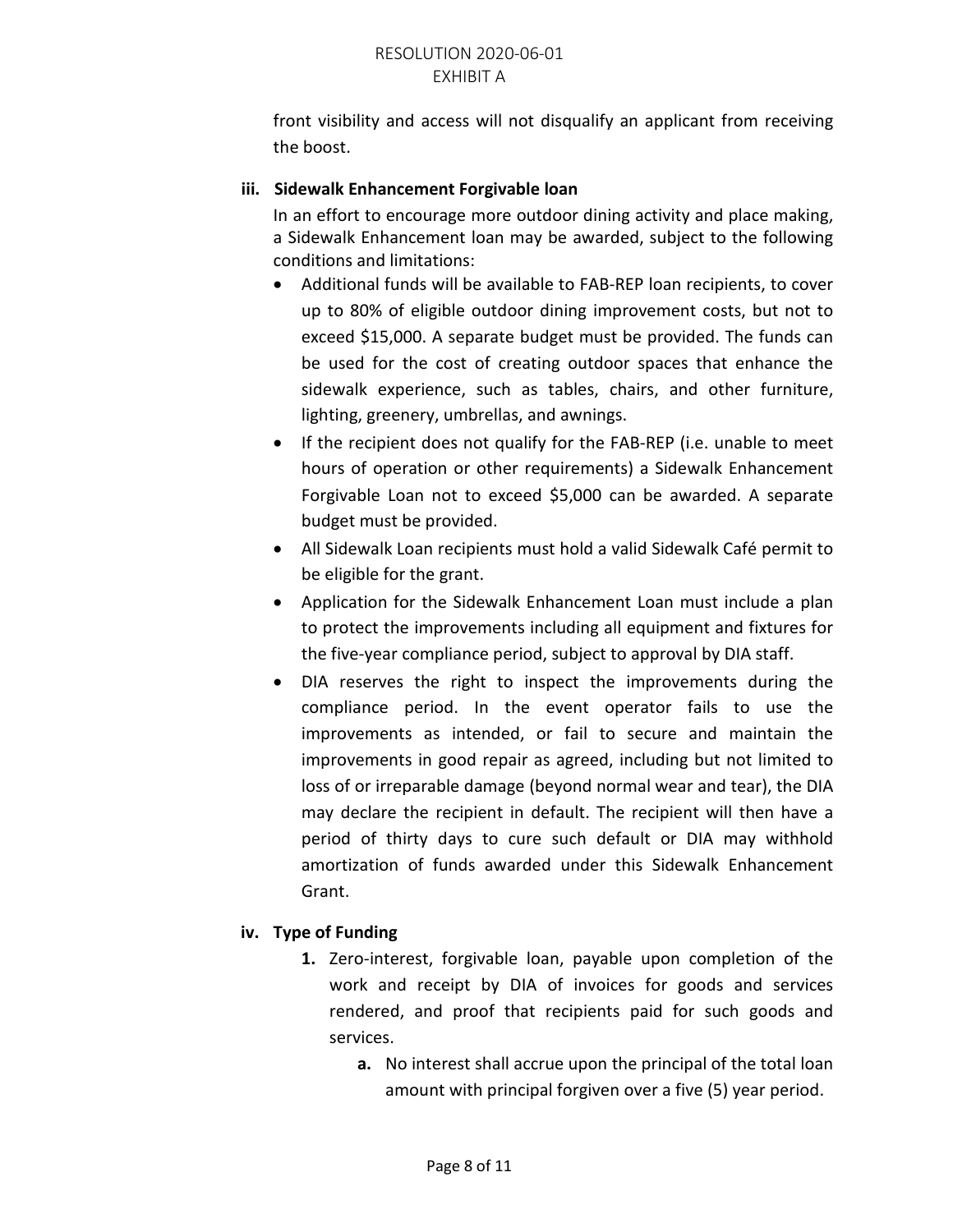front visibility and access will not disqualify an applicant from receiving the boost.

**iii. Sidewalk Enhancement Forgivable loan**

In an effort to encourage more outdoor dining activity and place making, a Sidewalk Enhancement loan may be awarded, subject to the following conditions and limitations:

- Additional funds will be available to FAB-REP loan recipients, to cover up to 80% of eligible outdoor dining improvement costs, but not to exceed $15,000. A separate budget must be provided. The funds can be used for the cost of creating outdoor spaces that enhance the sidewalk experience, such as tables, chairs, and other furniture, lighting, greenery, umbrellas, and awnings.
- If the recipient does not qualify for the FAB-REP (i.e. unable to meet hours of operation or other requirements) a Sidewalk Enhancement Forgivable Loan not to exceed $5,000 can be awarded. A separate budget must be provided.
- All Sidewalk Loan recipients must hold a valid Sidewalk Café permit to be eligible for the grant.
- Application for the Sidewalk Enhancement Loan must include a plan to protect the improvements including all equipment and fixtures for the five-year compliance period, subject to approval by DIA staff.
- DIA reserves the right to inspect the improvements during the compliance period. In the event operator fails to use the improvements as intended, or fail to secure and maintain the improvements in good repair as agreed, including but not limited to loss of or irreparable damage (beyond normal wear and tear), the DIA may declare the recipient in default. The recipient will then have a period of thirty days to cure such default or DIA may withhold amortization of funds awarded under this Sidewalk Enhancement Grant.

**iv. Type of Funding**

1. Zero-interest, forgivable loan, payable upon completion of the work and receipt by DIA of invoices for goods and services rendered, and proof that recipients paid for such goods and services.
   a. No interest shall accrue upon the principal of the total loan amount with principal forgiven over a five (5) year period.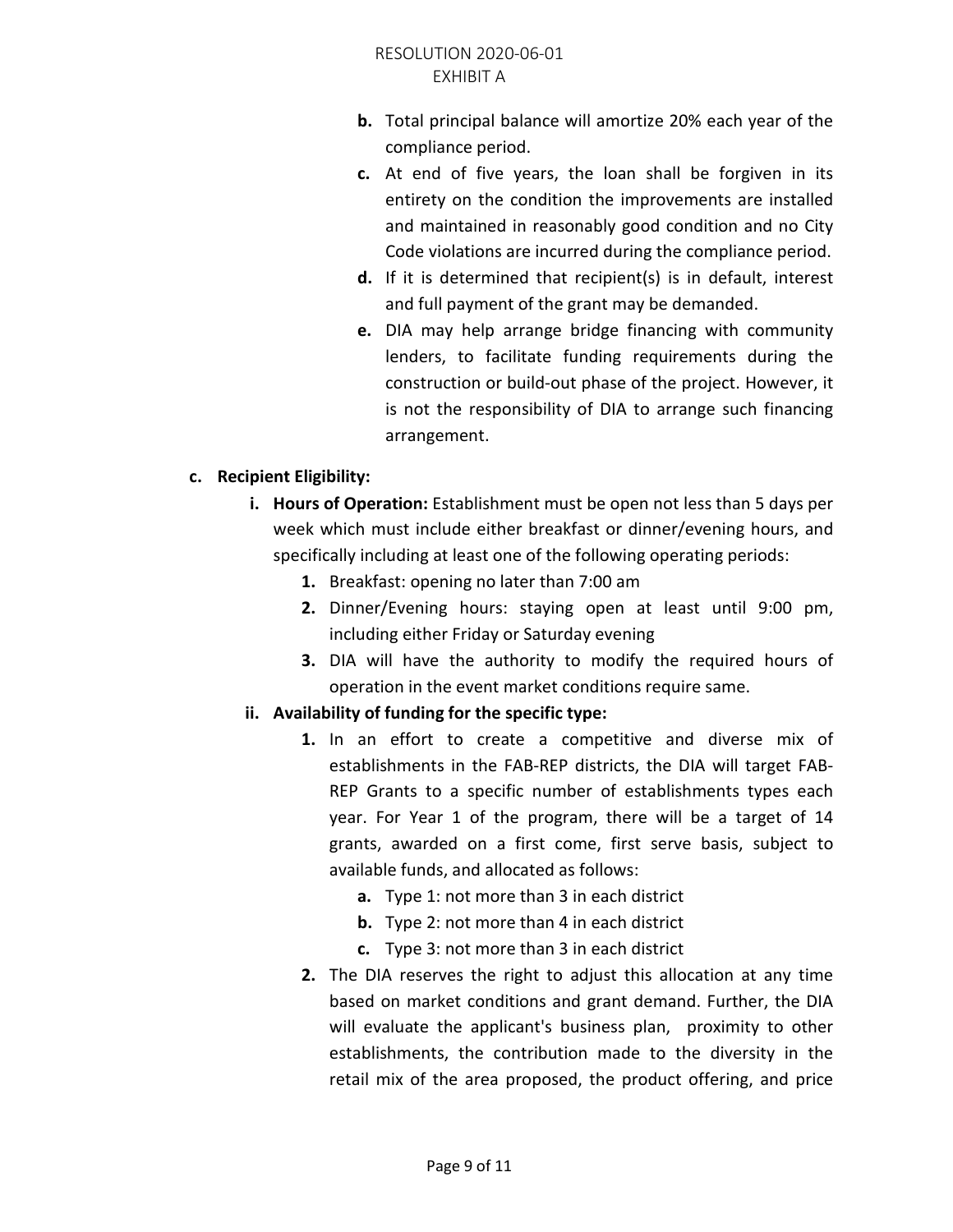b. Total principal balance will amortize 20% each year of the compliance period.

c. At end of five years, the loan shall be forgiven in its entirety on the condition the improvements are installed and maintained in reasonably good condition and no City Code violations are incurred during the compliance period.

d. If it is determined that recipient(s) is in default, interest and full payment of the grant may be demanded.

e. DIA may help arrange bridge financing with community lenders, to facilitate funding requirements during the construction or build-out phase of the project. However, it is not the responsibility of DIA to arrange such financing arrangement.

**c. Recipient Eligibility:**

- **i. Hours of Operation:** Establishment must be open not less than 5 days per week which must include either breakfast or dinner/evening hours, and specifically including at least one of the following operating periods:
  1. Breakfast: opening no later than 7:00 am
  2. Dinner/Evening hours: staying open at least until 9:00 pm, including either Friday or Saturday evening
  3. DIA will have the authority to modify the required hours of operation in the event market conditions require same.
- **ii. Availability of funding for the specific type:**
  1. In an effort to create a competitive and diverse mix of establishments in the FAB-REP districts, the DIA will target FAB-REP Grants to a specific number of establishments types each year. For Year 1 of the program, there will be a target of 14 grants, awarded on a first come, first serve basis, subject to available funds, and allocated as follows:
     - a. Type 1: not more than 3 in each district
     - b. Type 2: not more than 4 in each district
     - c. Type 3: not more than 3 in each district
  2. The DIA reserves the right to adjust this allocation at any time based on market conditions and grant demand. Further, the DIA will evaluate the applicant's business plan, proximity to other establishments, the contribution made to the diversity in the retail mix of the area proposed, the product offering, and price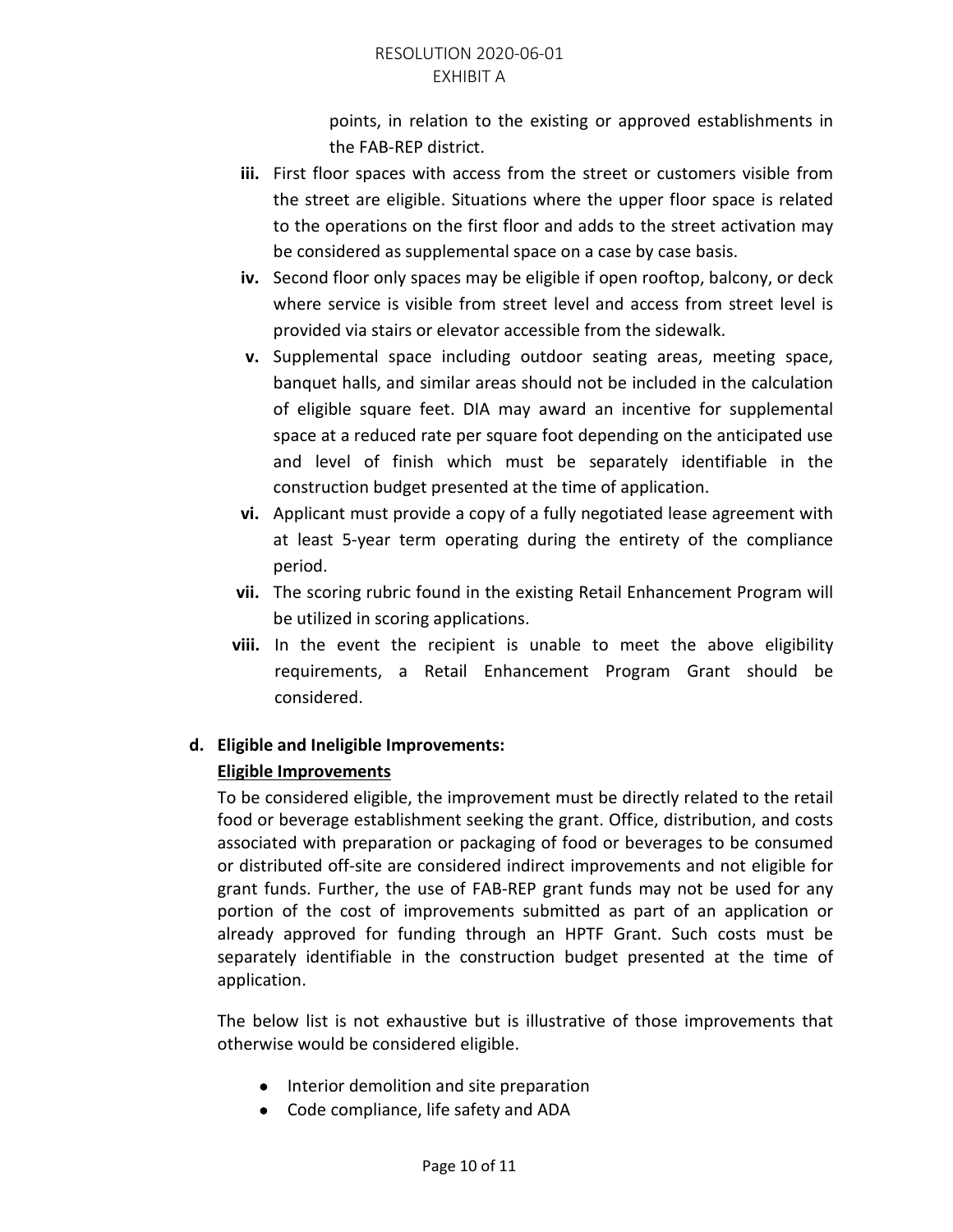points, in relation to the existing or approved establishments in the FAB-REP district.

- **iii.** First floor spaces with access from the street or customers visible from the street are eligible. Situations where the upper floor space is related to the operations on the first floor and adds to the street activation may be considered as supplemental space on a case by case basis.
- **iv.** Second floor only spaces may be eligible if open rooftop, balcony, or deck where service is visible from street level and access from street level is provided via stairs or elevator accessible from the sidewalk.
- **v.** Supplemental space including outdoor seating areas, meeting space, banquet halls, and similar areas should not be included in the calculation of eligible square feet. DIA may award an incentive for supplemental space at a reduced rate per square foot depending on the anticipated use and level of finish which must be separately identifiable in the construction budget presented at the time of application.
- **vi.** Applicant must provide a copy of a fully negotiated lease agreement with at least 5-year term operating during the entirety of the compliance period.
- **vii.** The scoring rubric found in the existing Retail Enhancement Program will be utilized in scoring applications.
- **viii.** In the event the recipient is unable to meet the above eligibility requirements, a Retail Enhancement Program Grant should be considered.

**d. Eligible and Ineligible Improvements:**

**<u>Eligible Improvements</u>**

To be considered eligible, the improvement must be directly related to the retail food or beverage establishment seeking the grant. Office, distribution, and costs associated with preparation or packaging of food or beverages to be consumed or distributed off-site are considered indirect improvements and not eligible for grant funds. Further, the use of FAB-REP grant funds may not be used for any portion of the cost of improvements submitted as part of an application or already approved for funding through an HPTF Grant. Such costs must be separately identifiable in the construction budget presented at the time of application.

The below list is not exhaustive but is illustrative of those improvements that otherwise would be considered eligible.

- Interior demolition and site preparation
- Code compliance, life safety and ADA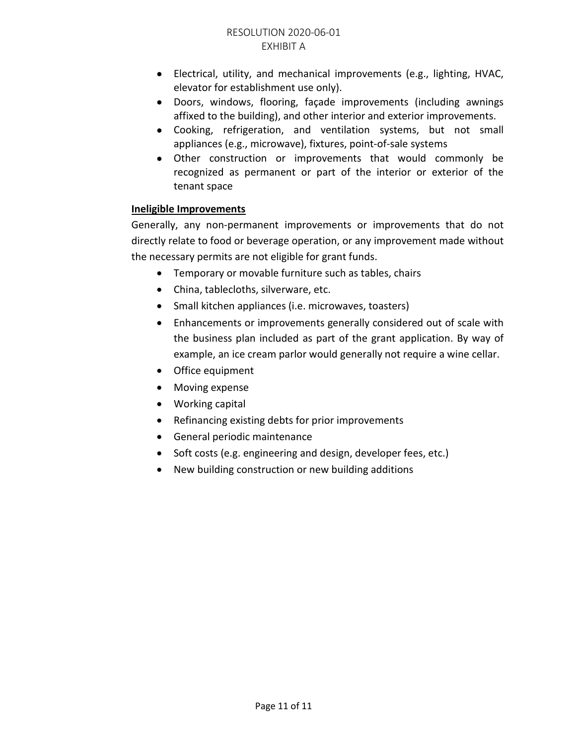- Electrical, utility, and mechanical improvements (e.g., lighting, HVAC, elevator for establishment use only).
- Doors, windows, flooring, façade improvements (including awnings affixed to the building), and other interior and exterior improvements.
- Cooking, refrigeration, and ventilation systems, but not small appliances (e.g., microwave), fixtures, point-of-sale systems
- Other construction or improvements that would commonly be recognized as permanent or part of the interior or exterior of the tenant space

**Ineligible Improvements**

Generally, any non-permanent improvements or improvements that do not directly relate to food or beverage operation, or any improvement made without the necessary permits are not eligible for grant funds.

- Temporary or movable furniture such as tables, chairs
- China, tablecloths, silverware, etc.
- Small kitchen appliances (i.e. microwaves, toasters)
- Enhancements or improvements generally considered out of scale with the business plan included as part of the grant application. By way of example, an ice cream parlor would generally not require a wine cellar.
- Office equipment
- Moving expense
- Working capital
- Refinancing existing debts for prior improvements
- General periodic maintenance
- Soft costs (e.g. engineering and design, developer fees, etc.)
- New building construction or new building additions